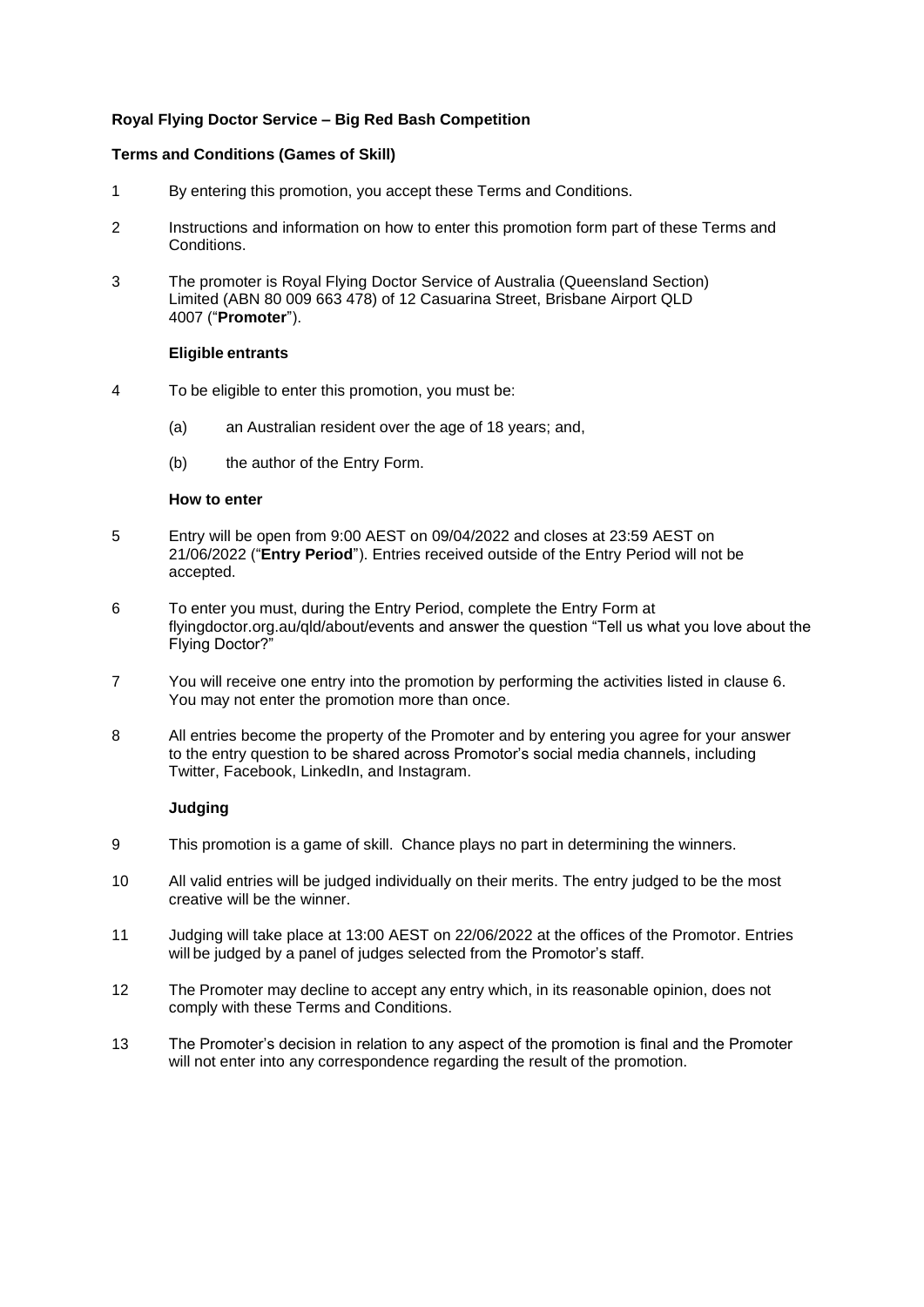**Royal Flying Doctor Service – Big Red Bash Competition**

**Terms and Conditions (Games of Skill)**

1 By entering this promotion, you accept these Terms and Conditions.

2 Instructions and information on how to enter this promotion form part of these Terms and Conditions.

3 The promoter is Royal Flying Doctor Service of Australia (Queensland Section) Limited (ABN 80 009 663 478) of 12 Casuarina Street, Brisbane Airport QLD 4007 ("**Promoter**").

**Eligible entrants**

4 To be eligible to enter this promotion, you must be:

(a) an Australian resident over the age of 18 years; and,

(b) the author of the Entry Form.

**How to enter**

5 Entry will be open from 9:00 AEST on 09/04/2022 and closes at 23:59 AEST on 21/06/2022 ("**Entry Period**"). Entries received outside of the Entry Period will not be accepted.

6 To enter you must, during the Entry Period, complete the Entry Form at flyingdoctor.org.au/qld/about/events and answer the question "Tell us what you love about the Flying Doctor?"

7 You will receive one entry into the promotion by performing the activities listed in clause 6. You may not enter the promotion more than once.

8 All entries become the property of the Promoter and by entering you agree for your answer to the entry question to be shared across Promotor's social media channels, including Twitter, Facebook, LinkedIn, and Instagram.

**Judging**

9 This promotion is a game of skill. Chance plays no part in determining the winners.

10 All valid entries will be judged individually on their merits. The entry judged to be the most creative will be the winner.

11 Judging will take place at 13:00 AEST on 22/06/2022 at the offices of the Promotor. Entries will be judged by a panel of judges selected from the Promotor's staff.

12 The Promoter may decline to accept any entry which, in its reasonable opinion, does not comply with these Terms and Conditions.

13 The Promoter's decision in relation to any aspect of the promotion is final and the Promoter will not enter into any correspondence regarding the result of the promotion.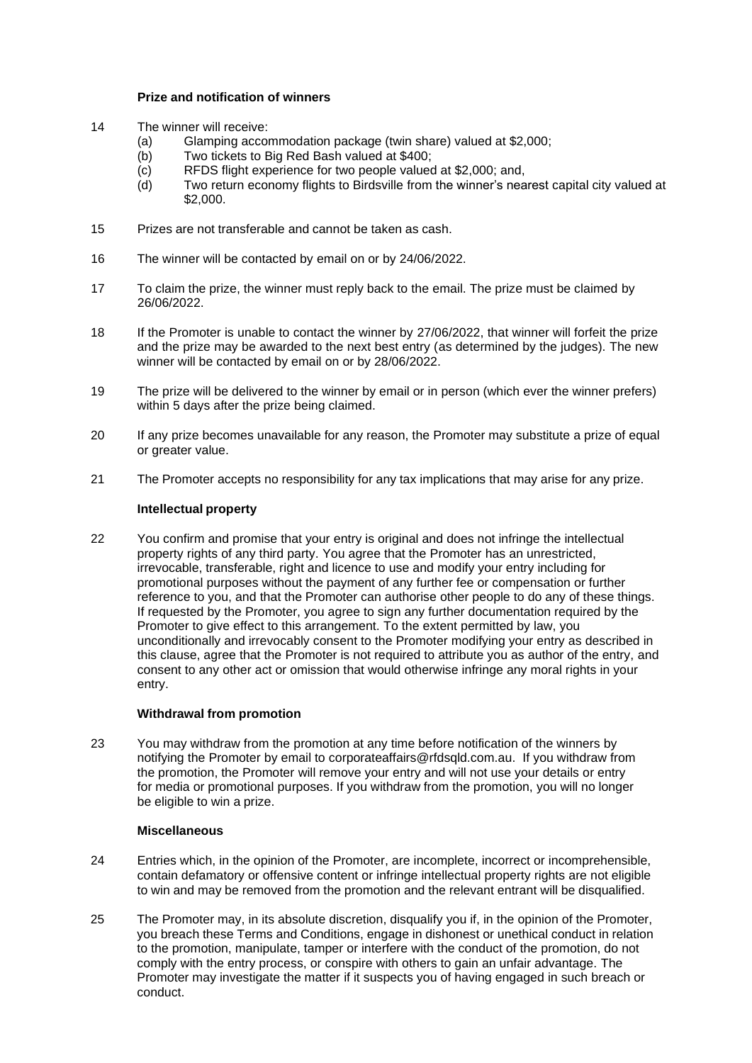### Prize and notification of winners

14 The winner will receive:
   (a) Glamping accommodation package (twin share) valued at $2,000;
   (b) Two tickets to Big Red Bash valued at $400;
   (c) RFDS flight experience for two people valued at $2,000; and,
   (d) Two return economy flights to Birdsville from the winner's nearest capital city valued at $2,000.

15 Prizes are not transferable and cannot be taken as cash.

16 The winner will be contacted by email on or by 24/06/2022.

17 To claim the prize, the winner must reply back to the email. The prize must be claimed by 26/06/2022.

18 If the Promoter is unable to contact the winner by 27/06/2022, that winner will forfeit the prize and the prize may be awarded to the next best entry (as determined by the judges). The new winner will be contacted by email on or by 28/06/2022.

19 The prize will be delivered to the winner by email or in person (which ever the winner prefers) within 5 days after the prize being claimed.

20 If any prize becomes unavailable for any reason, the Promoter may substitute a prize of equal or greater value.

21 The Promoter accepts no responsibility for any tax implications that may arise for any prize.

### Intellectual property

22 You confirm and promise that your entry is original and does not infringe the intellectual property rights of any third party. You agree that the Promoter has an unrestricted, irrevocable, transferable, right and licence to use and modify your entry including for promotional purposes without the payment of any further fee or compensation or further reference to you, and that the Promoter can authorise other people to do any of these things. If requested by the Promoter, you agree to sign any further documentation required by the Promoter to give effect to this arrangement. To the extent permitted by law, you unconditionally and irrevocably consent to the Promoter modifying your entry as described in this clause, agree that the Promoter is not required to attribute you as author of the entry, and consent to any other act or omission that would otherwise infringe any moral rights in your entry.

### Withdrawal from promotion

23 You may withdraw from the promotion at any time before notification of the winners by notifying the Promoter by email to corporateaffairs@rfdsqld.com.au. If you withdraw from the promotion, the Promoter will remove your entry and will not use your details or entry for media or promotional purposes. If you withdraw from the promotion, you will no longer be eligible to win a prize.

### Miscellaneous

24 Entries which, in the opinion of the Promoter, are incomplete, incorrect or incomprehensible, contain defamatory or offensive content or infringe intellectual property rights are not eligible to win and may be removed from the promotion and the relevant entrant will be disqualified.

25 The Promoter may, in its absolute discretion, disqualify you if, in the opinion of the Promoter, you breach these Terms and Conditions, engage in dishonest or unethical conduct in relation to the promotion, manipulate, tamper or interfere with the conduct of the promotion, do not comply with the entry process, or conspire with others to gain an unfair advantage. The Promoter may investigate the matter if it suspects you of having engaged in such breach or conduct.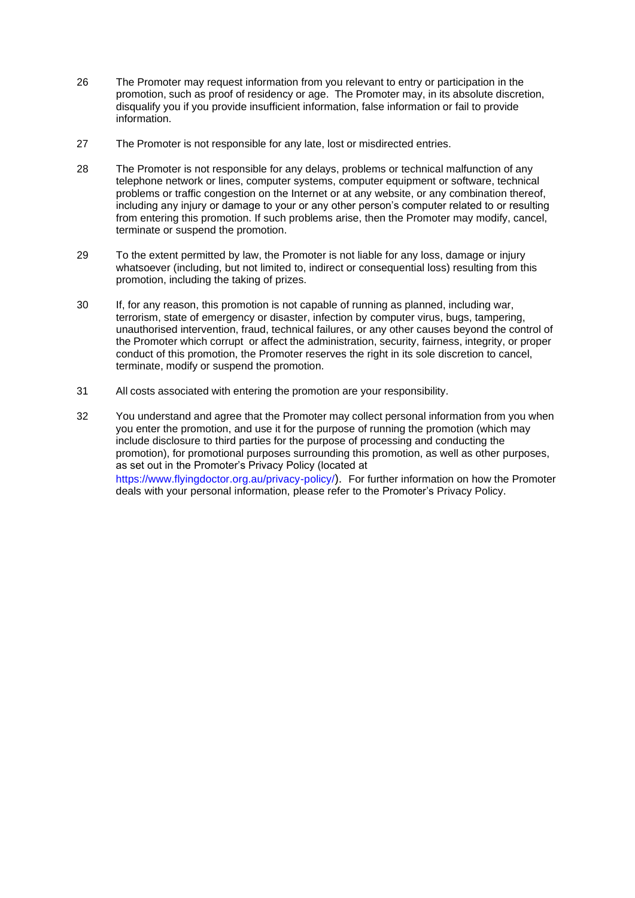26 The Promoter may request information from you relevant to entry or participation in the promotion, such as proof of residency or age. The Promoter may, in its absolute discretion, disqualify you if you provide insufficient information, false information or fail to provide information.

27 The Promoter is not responsible for any late, lost or misdirected entries.

28 The Promoter is not responsible for any delays, problems or technical malfunction of any telephone network or lines, computer systems, computer equipment or software, technical problems or traffic congestion on the Internet or at any website, or any combination thereof, including any injury or damage to your or any other person's computer related to or resulting from entering this promotion. If such problems arise, then the Promoter may modify, cancel, terminate or suspend the promotion.

29 To the extent permitted by law, the Promoter is not liable for any loss, damage or injury whatsoever (including, but not limited to, indirect or consequential loss) resulting from this promotion, including the taking of prizes.

30 If, for any reason, this promotion is not capable of running as planned, including war, terrorism, state of emergency or disaster, infection by computer virus, bugs, tampering, unauthorised intervention, fraud, technical failures, or any other causes beyond the control of the Promoter which corrupt or affect the administration, security, fairness, integrity, or proper conduct of this promotion, the Promoter reserves the right in its sole discretion to cancel, terminate, modify or suspend the promotion.

31 All costs associated with entering the promotion are your responsibility.

32 You understand and agree that the Promoter may collect personal information from you when you enter the promotion, and use it for the purpose of running the promotion (which may include disclosure to third parties for the purpose of processing and conducting the promotion), for promotional purposes surrounding this promotion, as well as other purposes, as set out in the Promoter's Privacy Policy (located at https://www.flyingdoctor.org.au/privacy-policy/). For further information on how the Promoter deals with your personal information, please refer to the Promoter's Privacy Policy.